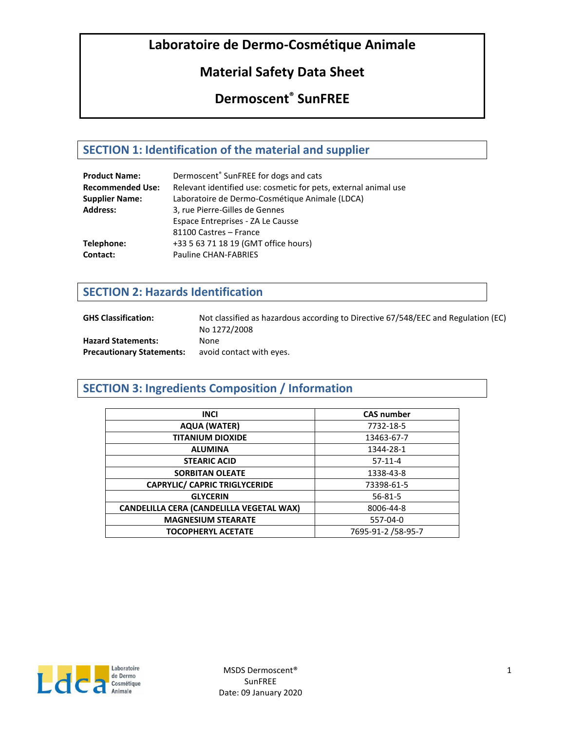# Laboratoire de Dermo-Cosmétique Animale

# Material Safety Data Sheet

# Dermoscent® SunFREE

## SECTION 1: Identification of the material and supplier

**Product Name:** Dermoscent® SunFREE for dogs and cats
**Recommended Use:** Relevant identified use: cosmetic for pets, external animal use
**Supplier Name:** Laboratoire de Dermo-Cosmétique Animale (LDCA)
**Address:** 3, rue Pierre-Gilles de Gennes
Espace Entreprises - ZA Le Causse
81100 Castres – France
**Telephone:** +33 5 63 71 18 19 (GMT office hours)
**Contact:** Pauline CHAN-FABRIES

## SECTION 2: Hazards Identification

**GHS Classification:** Not classified as hazardous according to Directive 67/548/EEC and Regulation (EC) No 1272/2008
**Hazard Statements:** None
**Precautionary Statements:** avoid contact with eyes.

## SECTION 3: Ingredients Composition / Information

| INCI | CAS number |
| --- | --- |
| AQUA (WATER) | 7732-18-5 |
| TITANIUM DIOXIDE | 13463-67-7 |
| ALUMINA | 1344-28-1 |
| STEARIC ACID | 57-11-4 |
| SORBITAN OLEATE | 1338-43-8 |
| CAPRYLIC/ CAPRIC TRIGLYCERIDE | 73398-61-5 |
| GLYCERIN | 56-81-5 |
| CANDELILLA CERA (CANDELILLA VEGETAL WAX) | 8006-44-8 |
| MAGNESIUM STEARATE | 557-04-0 |
| TOCOPHERYL ACETATE | 7695-91-2 /58-95-7 |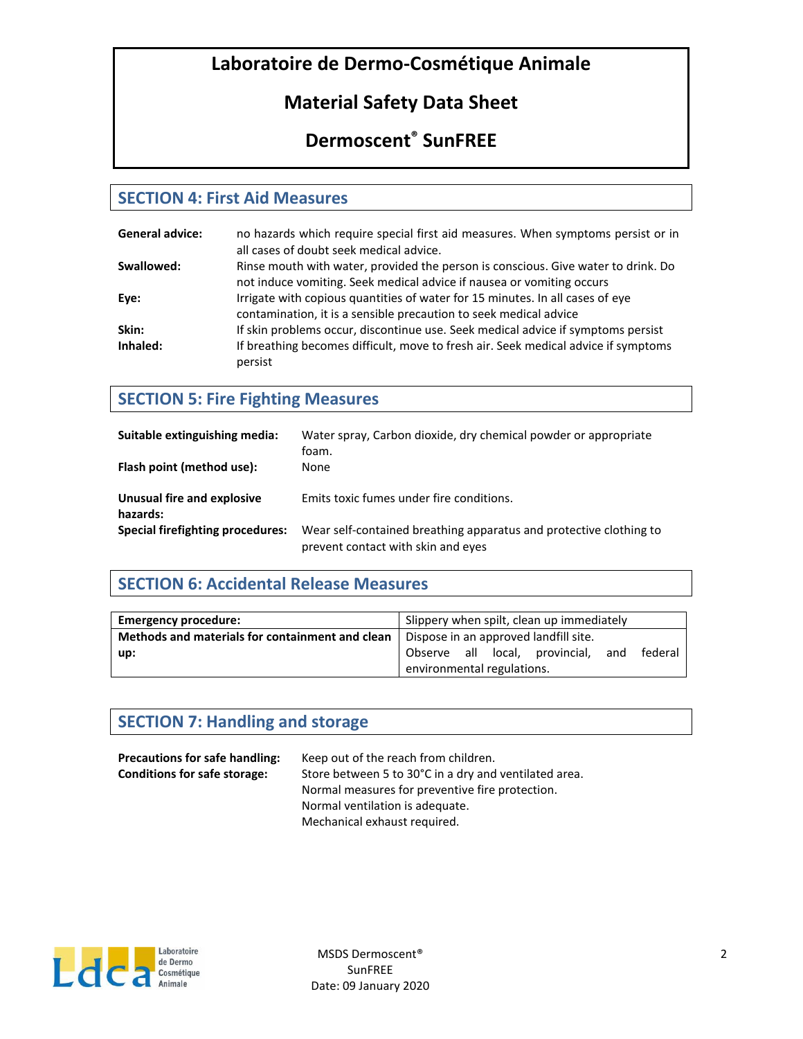# Laboratoire de Dermo-Cosmétique Animale

## Material Safety Data Sheet

## Dermoscent® SunFREE

## SECTION 4: First Aid Measures

**General advice:** no hazards which require special first aid measures. When symptoms persist or in all cases of doubt seek medical advice.

**Swallowed:** Rinse mouth with water, provided the person is conscious. Give water to drink. Do not induce vomiting. Seek medical advice if nausea or vomiting occurs

**Eye:** Irrigate with copious quantities of water for 15 minutes. In all cases of eye contamination, it is a sensible precaution to seek medical advice

**Skin:** If skin problems occur, discontinue use. Seek medical advice if symptoms persist

**Inhaled:** If breathing becomes difficult, move to fresh air. Seek medical advice if symptoms persist

## SECTION 5: Fire Fighting Measures

**Suitable extinguishing media:** Water spray, Carbon dioxide, dry chemical powder or appropriate foam.

**Flash point (method use):** None

**Unusual fire and explosive hazards:** Emits toxic fumes under fire conditions.

**Special firefighting procedures:** Wear self-contained breathing apparatus and protective clothing to prevent contact with skin and eyes

## SECTION 6: Accidental Release Measures

| **Emergency procedure:** | Slippery when spilt, clean up immediately |
|---|---|
| **Methods and materials for containment and clean up:** | Dispose in an approved landfill site. Observe all local, provincial, and federal environmental regulations. |

## SECTION 7: Handling and storage

**Precautions for safe handling:** Keep out of the reach from children.

**Conditions for safe storage:** Store between 5 to 30°C in a dry and ventilated area.
Normal measures for preventive fire protection.
Normal ventilation is adequate.
Mechanical exhaust required.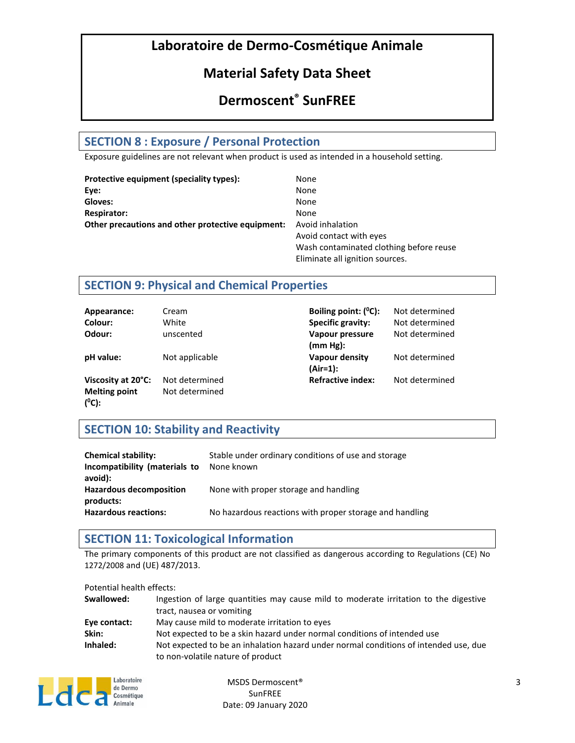# Laboratoire de Dermo-Cosmétique Animale

# Material Safety Data Sheet

# Dermoscent® SunFREE

## SECTION 8 : Exposure / Personal Protection

Exposure guidelines are not relevant when product is used as intended in a household setting.

| | |
|---|---|
| **Protective equipment (speciality types):** | None |
| **Eye:** | None |
| **Gloves:** | None |
| **Respirator:** | None |
| **Other precautions and other protective equipment:** | Avoid inhalation<br>Avoid contact with eyes<br>Wash contaminated clothing before reuse<br>Eliminate all ignition sources. |

## SECTION 9: Physical and Chemical Properties

| | | | |
|---|---|---|---|
| **Appearance:** | Cream | **Boiling point: (⁰C):** | Not determined |
| **Colour:** | White | **Specific gravity:** | Not determined |
| **Odour:** | unscented | **Vapour pressure (mm Hg):** | Not determined |
| **pH value:** | Not applicable | **Vapour density (Air=1):** | Not determined |
| **Viscosity at 20°C:** | Not determined | **Refractive index:** | Not determined |
| **Melting point (⁰C):** | Not determined | | |

## SECTION 10: Stability and Reactivity

| | |
|---|---|
| **Chemical stability:** | Stable under ordinary conditions of use and storage |
| **Incompatibility (materials to avoid):** | None known |
| **Hazardous decomposition products:** | None with proper storage and handling |
| **Hazardous reactions:** | No hazardous reactions with proper storage and handling |

## SECTION 11: Toxicological Information

The primary components of this product are not classified as dangerous according to Regulations (CE) No 1272/2008 and (UE) 487/2013.

Potential health effects:

| | |
|---|---|
| **Swallowed:** | Ingestion of large quantities may cause mild to moderate irritation to the digestive tract, nausea or vomiting |
| **Eye contact:** | May cause mild to moderate irritation to eyes |
| **Skin:** | Not expected to be a skin hazard under normal conditions of intended use |
| **Inhaled:** | Not expected to be an inhalation hazard under normal conditions of intended use, due to non-volatile nature of product |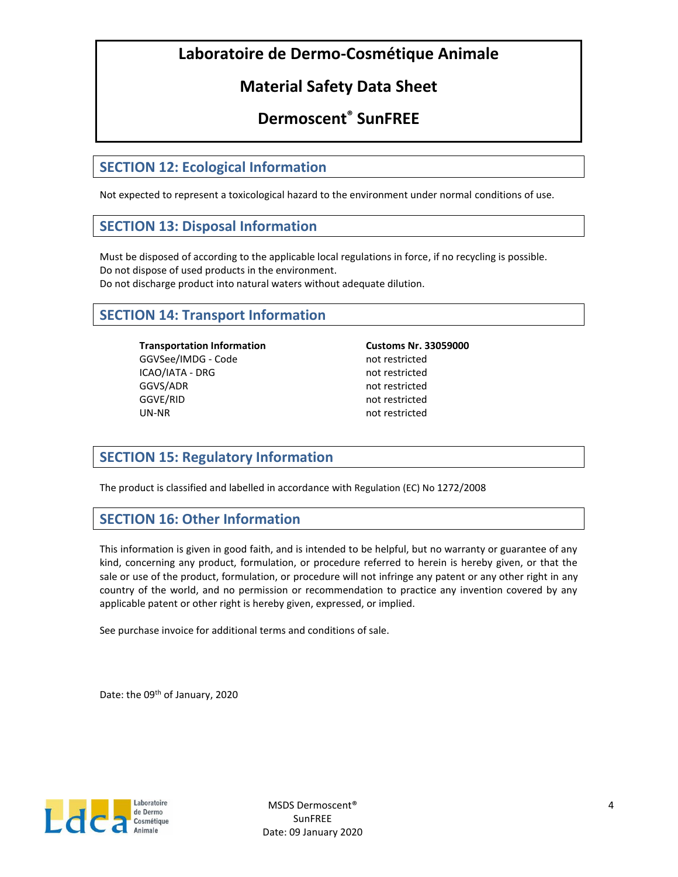# Laboratoire de Dermo-Cosmétique Animale

## Material Safety Data Sheet

## Dermoscent® SunFREE

## SECTION 12: Ecological Information

Not expected to represent a toxicological hazard to the environment under normal conditions of use.

## SECTION 13: Disposal Information

Must be disposed of according to the applicable local regulations in force, if no recycling is possible.
Do not dispose of used products in the environment.
Do not discharge product into natural waters without adequate dilution.

## SECTION 14: Transport Information

| **Transportation Information** | **Customs Nr. 33059000** |
| --- | --- |
| GGVSee/IMDG - Code | not restricted |
| ICAO/IATA - DRG | not restricted |
| GGVS/ADR | not restricted |
| GGVE/RID | not restricted |
| UN-NR | not restricted |

## SECTION 15: Regulatory Information

The product is classified and labelled in accordance with Regulation (EC) No 1272/2008

## SECTION 16: Other Information

This information is given in good faith, and is intended to be helpful, but no warranty or guarantee of any kind, concerning any product, formulation, or procedure referred to herein is hereby given, or that the sale or use of the product, formulation, or procedure will not infringe any patent or any other right in any country of the world, and no permission or recommendation to practice any invention covered by any applicable patent or other right is hereby given, expressed, or implied.

See purchase invoice for additional terms and conditions of sale.

Date: the 09th of January, 2020